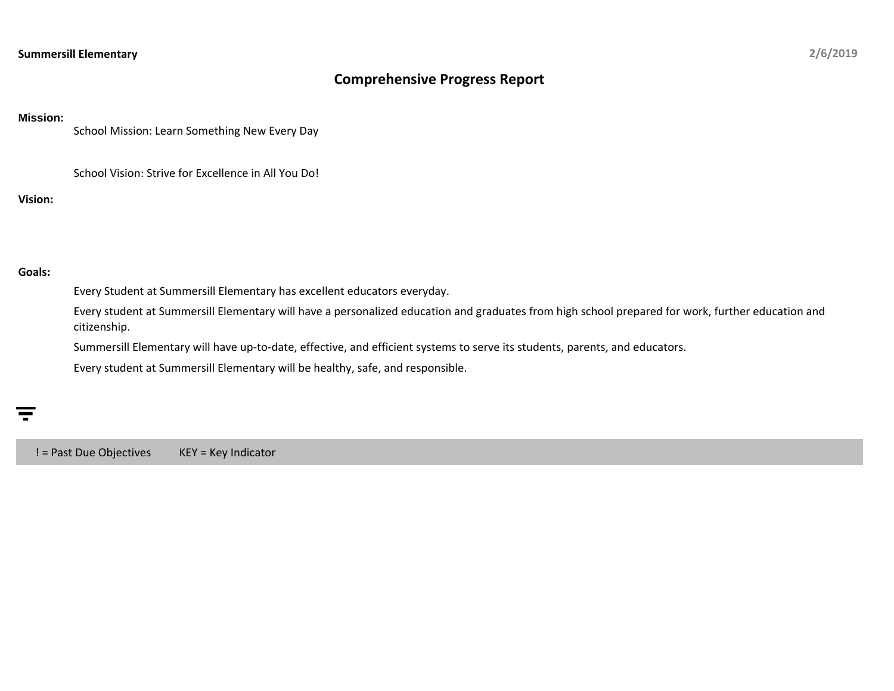**Summersill Elementary**

2/6/2019

# Comprehensive Progress Report

**Mission:**

School Mission: Learn Something New Every Day

School Vision: Strive for Excellence in All You Do!

**Vision:**

**Goals:**

Every Student at Summersill Elementary has excellent educators everyday.

Every student at Summersill Elementary will have a personalized education and graduates from high school prepared for work, further education and citizenship.

Summersill Elementary will have up-to-date, effective, and efficient systems to serve its students, parents, and educators.

Every student at Summersill Elementary will be healthy, safe, and responsible.

! = Past Due Objectives　　KEY = Key Indicator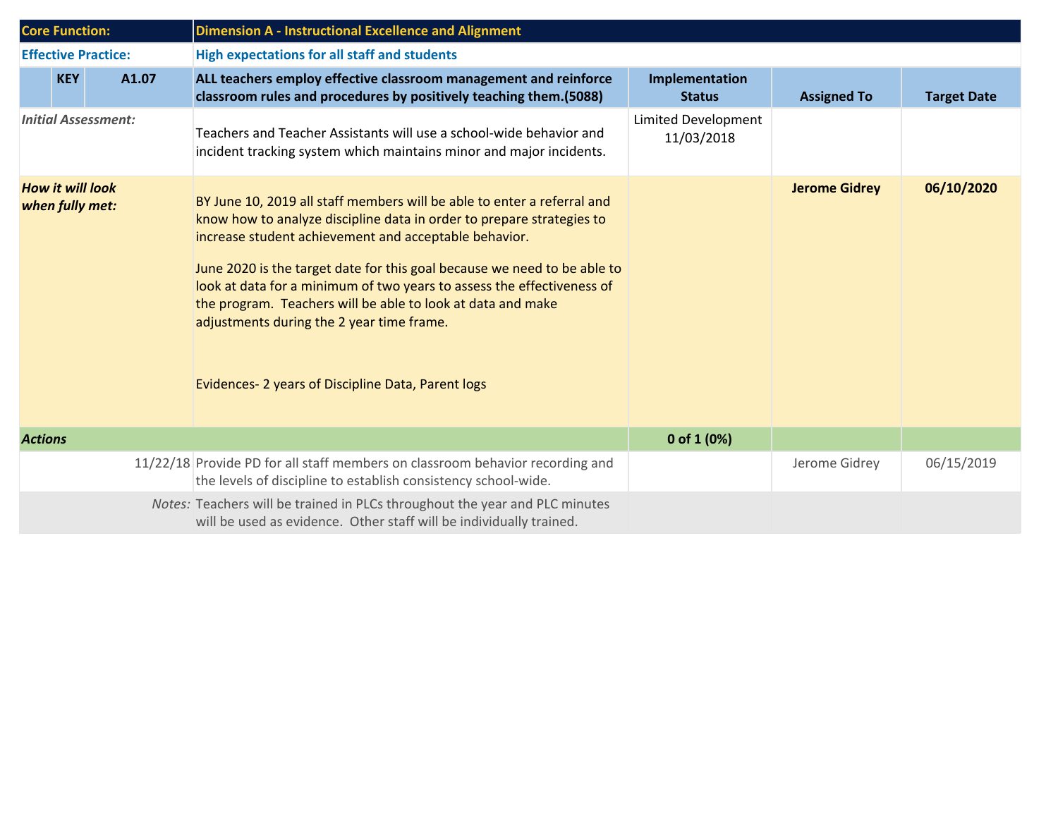| Core Function: | | | Dimension A - Instructional Excellence and Alignment | | | |
|---|---|---|---|---|---|---|
| **Effective Practice:** | | | **High expectations for all staff and students** | | | |
| | **KEY** | **A1.07** | **ALL teachers employ effective classroom management and reinforce classroom rules and procedures by positively teaching them.(5088)** | **Implementation Status** | **Assigned To** | **Target Date** |
| *Initial Assessment:* | | | Teachers and Teacher Assistants will use a school-wide behavior and incident tracking system which maintains minor and major incidents. | Limited Development 11/03/2018 | | |
| ***How it will look when fully met:*** | | | BY June 10, 2019 all staff members will be able to enter a referral and know how to analyze discipline data in order to prepare strategies to increase student achievement and acceptable behavior.<br><br>June 2020 is the target date for this goal because we need to be able to look at data for a minimum of two years to assess the effectiveness of the program. Teachers will be able to look at data and make adjustments during the 2 year time frame.<br><br>Evidences- 2 years of Discipline Data, Parent logs | | **Jerome Gidrey** | **06/10/2020** |
| ***Actions*** | | | | **0 of 1 (0%)** | | |
| | | 11/22/18 | Provide PD for all staff members on classroom behavior recording and the levels of discipline to establish consistency school-wide. | | Jerome Gidrey | 06/15/2019 |
| | | *Notes:* | Teachers will be trained in PLCs throughout the year and PLC minutes will be used as evidence. Other staff will be individually trained. | | | |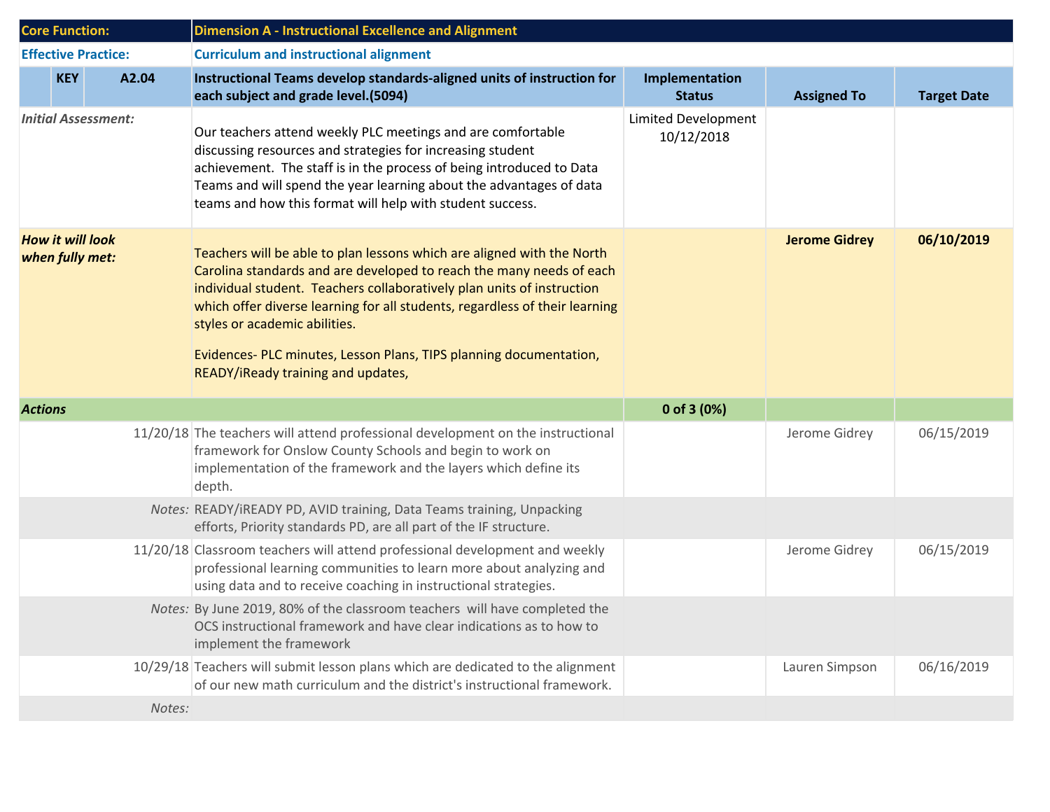| Core Function: | | Dimension A - Instructional Excellence and Alignment | | | |
|---|---|---|---|---|---|
| **Effective Practice:** | | **Curriculum and instructional alignment** | | | |
| **KEY** | **A2.04** | **Instructional Teams develop standards-aligned units of instruction for each subject and grade level.(5094)** | **Implementation Status** | **Assigned To** | **Target Date** |
| *Initial Assessment:* | | Our teachers attend weekly PLC meetings and are comfortable discussing resources and strategies for increasing student achievement. The staff is in the process of being introduced to Data Teams and will spend the year learning about the advantages of data teams and how this format will help with student success. | Limited Development 10/12/2018 | | |
| ***How it will look when fully met:*** | | Teachers will be able to plan lessons which are aligned with the North Carolina standards and are developed to reach the many needs of each individual student. Teachers collaboratively plan units of instruction which offer diverse learning for all students, regardless of their learning styles or academic abilities.<br><br>Evidences- PLC minutes, Lesson Plans, TIPS planning documentation, READY/iReady training and updates, | | **Jerome Gidrey** | **06/10/2019** |
| ***Actions*** | | | **0 of 3 (0%)** | | |
| | 11/20/18 | The teachers will attend professional development on the instructional framework for Onslow County Schools and begin to work on implementation of the framework and the layers which define its depth. | | Jerome Gidrey | 06/15/2019 |
| | *Notes:* | READY/iREADY PD, AVID training, Data Teams training, Unpacking efforts, Priority standards PD, are all part of the IF structure. | | | |
| | 11/20/18 | Classroom teachers will attend professional development and weekly professional learning communities to learn more about analyzing and using data and to receive coaching in instructional strategies. | | Jerome Gidrey | 06/15/2019 |
| | *Notes:* | By June 2019, 80% of the classroom teachers will have completed the OCS instructional framework and have clear indications as to how to implement the framework | | | |
| | 10/29/18 | Teachers will submit lesson plans which are dedicated to the alignment of our new math curriculum and the district's instructional framework. | | Lauren Simpson | 06/16/2019 |
| | *Notes:* | | | | |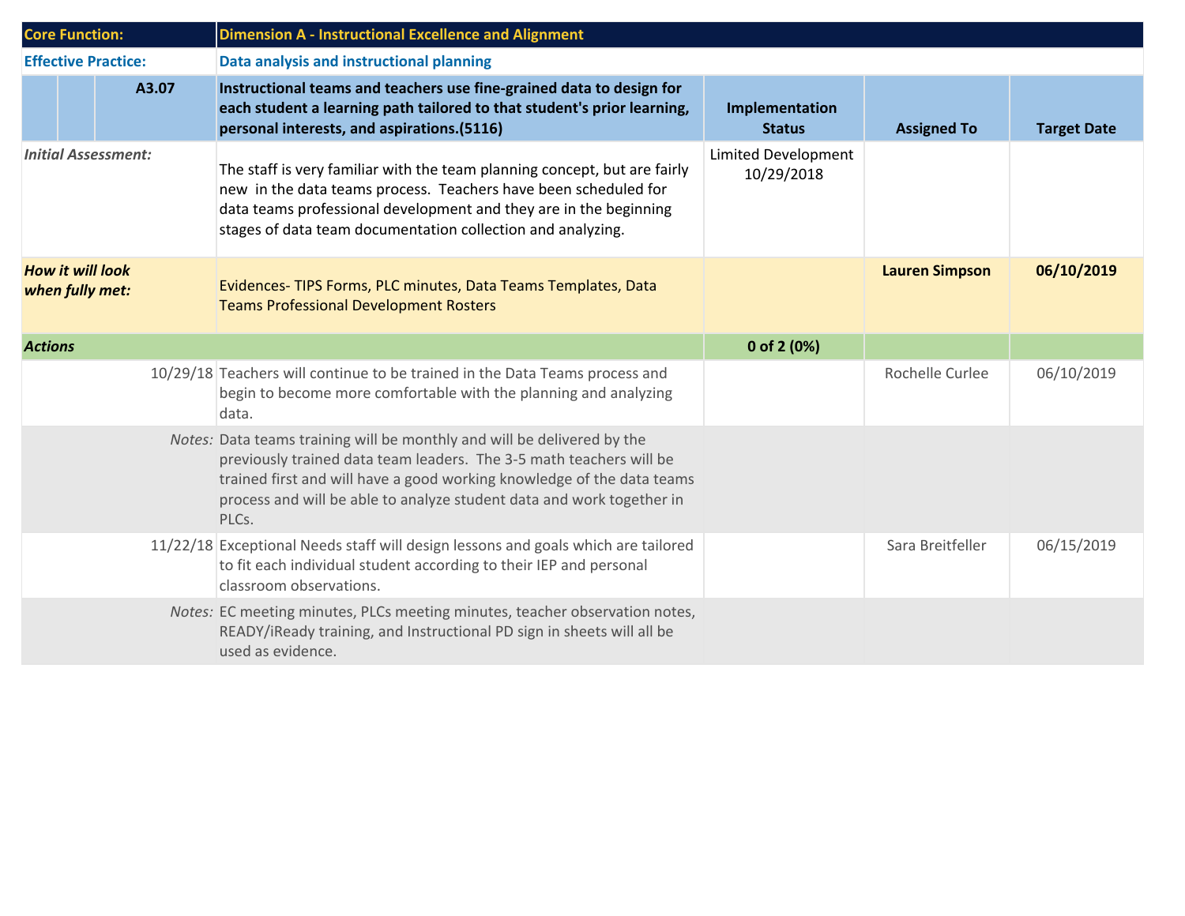| Core Function: | | | Dimension A - Instructional Excellence and Alignment | | | |
|---|---|---|---|---|---|---|
| **Effective Practice:** | | | **Data analysis and instructional planning** | | | |
| | | **A3.07** | **Instructional teams and teachers use fine-grained data to design for each student a learning path tailored to that student's prior learning, personal interests, and aspirations.(5116)** | **Implementation Status** | **Assigned To** | **Target Date** |
| *Initial Assessment:* | | | The staff is very familiar with the team planning concept, but are fairly new in the data teams process. Teachers have been scheduled for data teams professional development and they are in the beginning stages of data team documentation collection and analyzing. | Limited Development 10/29/2018 | | |
| ***How it will look when fully met:*** | | | Evidences- TIPS Forms, PLC minutes, Data Teams Templates, Data Teams Professional Development Rosters | | **Lauren Simpson** | **06/10/2019** |
| ***Actions*** | | | | **0 of 2 (0%)** | | |
| | | 10/29/18 | Teachers will continue to be trained in the Data Teams process and begin to become more comfortable with the planning and analyzing data. | | Rochelle Curlee | 06/10/2019 |
| | | *Notes:* | Data teams training will be monthly and will be delivered by the previously trained data team leaders. The 3-5 math teachers will be trained first and will have a good working knowledge of the data teams process and will be able to analyze student data and work together in PLCs. | | | |
| | | 11/22/18 | Exceptional Needs staff will design lessons and goals which are tailored to fit each individual student according to their IEP and personal classroom observations. | | Sara Breitfeller | 06/15/2019 |
| | | *Notes:* | EC meeting minutes, PLCs meeting minutes, teacher observation notes, READY/iReady training, and Instructional PD sign in sheets will all be used as evidence. | | | |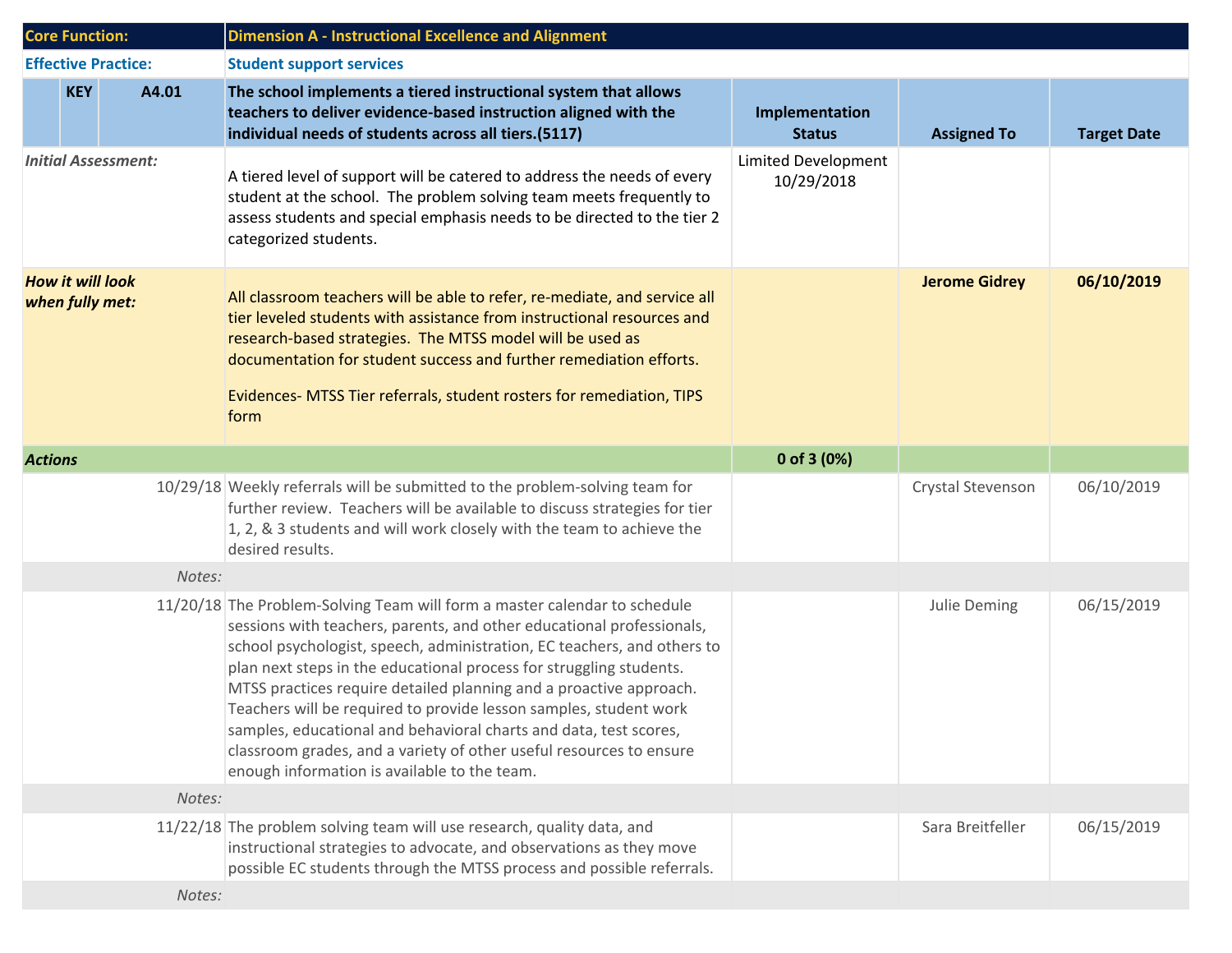| Core Function: | | | Dimension A - Instructional Excellence and Alignment | | | |
|---|---|---|---|---|---|---|
| **Effective Practice:** | | | **Student support services** | | | |
| | **KEY** | **A4.01** | **The school implements a tiered instructional system that allows teachers to deliver evidence-based instruction aligned with the individual needs of students across all tiers.(5117)** | **Implementation Status** | **Assigned To** | **Target Date** |
| *Initial Assessment:* | | | A tiered level of support will be catered to address the needs of every student at the school. The problem solving team meets frequently to assess students and special emphasis needs to be directed to the tier 2 categorized students. | Limited Development 10/29/2018 | | |
| ***How it will look when fully met:*** | | | All classroom teachers will be able to refer, re-mediate, and service all tier leveled students with assistance from instructional resources and research-based strategies. The MTSS model will be used as documentation for student success and further remediation efforts.<br><br>Evidences- MTSS Tier referrals, student rosters for remediation, TIPS form | | **Jerome Gidrey** | **06/10/2019** |
| ***Actions*** | | | | **0 of 3 (0%)** | | |
| | | 10/29/18 | Weekly referrals will be submitted to the problem-solving team for further review. Teachers will be available to discuss strategies for tier 1, 2, & 3 students and will work closely with the team to achieve the desired results. | | Crystal Stevenson | 06/10/2019 |
| | | *Notes:* | | | | |
| | | 11/20/18 | The Problem-Solving Team will form a master calendar to schedule sessions with teachers, parents, and other educational professionals, school psychologist, speech, administration, EC teachers, and others to plan next steps in the educational process for struggling students. MTSS practices require detailed planning and a proactive approach. Teachers will be required to provide lesson samples, student work samples, educational and behavioral charts and data, test scores, classroom grades, and a variety of other useful resources to ensure enough information is available to the team. | | Julie Deming | 06/15/2019 |
| | | *Notes:* | | | | |
| | | 11/22/18 | The problem solving team will use research, quality data, and instructional strategies to advocate, and observations as they move possible EC students through the MTSS process and possible referrals. | | Sara Breitfeller | 06/15/2019 |
| | | *Notes:* | | | | |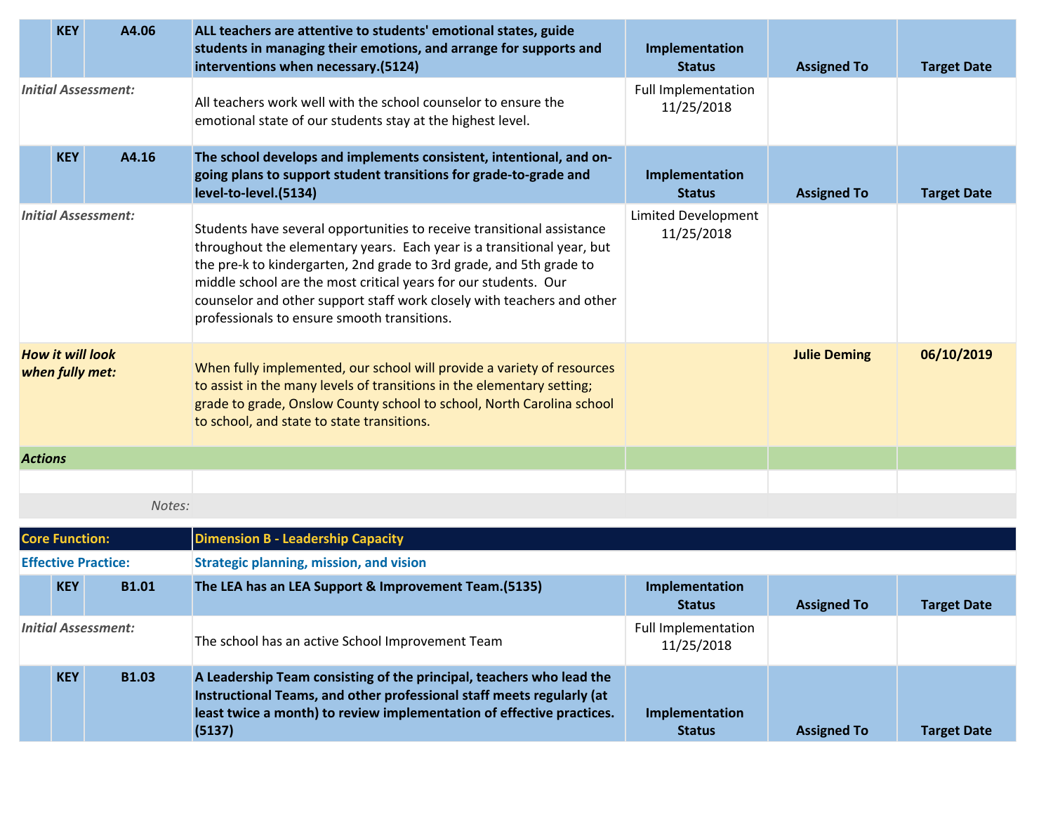| | KEY | A4.06 | ALL teachers are attentive to students' emotional states, guide students in managing their emotions, and arrange for supports and interventions when necessary.(5124) | Implementation Status | Assigned To | Target Date |
|---|---|---|---|---|---|---|
| *Initial Assessment:* | | | All teachers work well with the school counselor to ensure the emotional state of our students stay at the highest level. | Full Implementation 11/25/2018 | | |

| | KEY | A4.16 | The school develops and implements consistent, intentional, and on-going plans to support student transitions for grade-to-grade and level-to-level.(5134) | Implementation Status | Assigned To | Target Date |
|---|---|---|---|---|---|---|
| *Initial Assessment:* | | | Students have several opportunities to receive transitional assistance throughout the elementary years. Each year is a transitional year, but the pre-k to kindergarten, 2nd grade to 3rd grade, and 5th grade to middle school are the most critical years for our students. Our counselor and other support staff work closely with teachers and other professionals to ensure smooth transitions. | Limited Development 11/25/2018 | | |
| ***How it will look when fully met:*** | | | When fully implemented, our school will provide a variety of resources to assist in the many levels of transitions in the elementary setting; grade to grade, Onslow County school to school, North Carolina school to school, and state to state transitions. | | **Julie Deming** | **06/10/2019** |
| ***Actions*** | | | | | | |
| | | | | | | |
| | | *Notes:* | | | | |

| **Core Function:** | **Dimension B - Leadership Capacity** |
|---|---|
| **Effective Practice:** | **Strategic planning, mission, and vision** |

| | KEY | B1.01 | The LEA has an LEA Support & Improvement Team.(5135) | Implementation Status | Assigned To | Target Date |
|---|---|---|---|---|---|---|
| *Initial Assessment:* | | | The school has an active School Improvement Team | Full Implementation 11/25/2018 | | |

| | KEY | B1.03 | A Leadership Team consisting of the principal, teachers who lead the Instructional Teams, and other professional staff meets regularly (at least twice a month) to review implementation of effective practices.(5137) | Implementation Status | Assigned To | Target Date |
|---|---|---|---|---|---|---|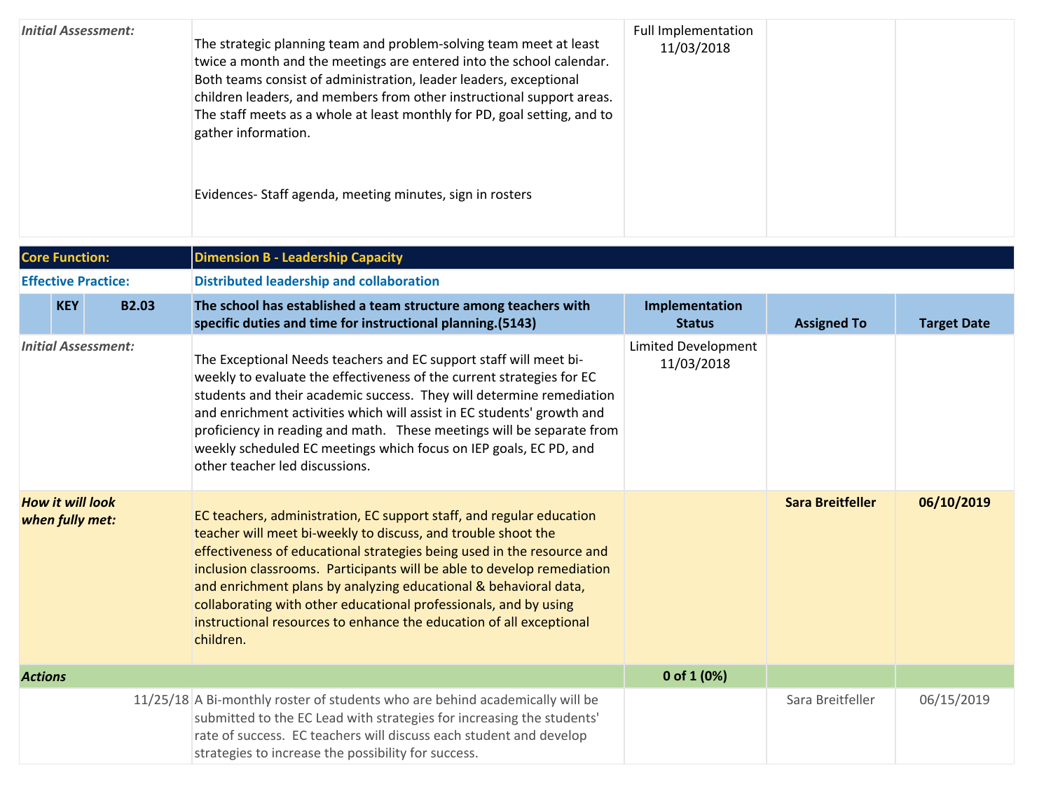| | | | | |
|---|---|---|---|---|
| *Initial Assessment:* | The strategic planning team and problem-solving team meet at least twice a month and the meetings are entered into the school calendar. Both teams consist of administration, leader leaders, exceptional children leaders, and members from other instructional support areas. The staff meets as a whole at least monthly for PD, goal setting, and to gather information.<br><br>Evidences- Staff agenda, meeting minutes, sign in rosters | Full Implementation 11/03/2018 | | |

| | | | | |
|---|---|---|---|---|
| **Core Function:** | **Dimension B - Leadership Capacity** | | | |
| **Effective Practice:** | **Distributed leadership and collaboration** | | | |
| **KEY B2.03** | **The school has established a team structure among teachers with specific duties and time for instructional planning.(5143)** | **Implementation Status** | **Assigned To** | **Target Date** |
| *Initial Assessment:* | The Exceptional Needs teachers and EC support staff will meet bi-weekly to evaluate the effectiveness of the current strategies for EC students and their academic success. They will determine remediation and enrichment activities which will assist in EC students' growth and proficiency in reading and math. These meetings will be separate from weekly scheduled EC meetings which focus on IEP goals, EC PD, and other teacher led discussions. | Limited Development 11/03/2018 | | |
| ***How it will look when fully met:*** | EC teachers, administration, EC support staff, and regular education teacher will meet bi-weekly to discuss, and trouble shoot the effectiveness of educational strategies being used in the resource and inclusion classrooms. Participants will be able to develop remediation and enrichment plans by analyzing educational & behavioral data, collaborating with other educational professionals, and by using instructional resources to enhance the education of all exceptional children. | | **Sara Breitfeller** | **06/10/2019** |
| ***Actions*** | | **0 of 1 (0%)** | | |
| 11/25/18 | A Bi-monthly roster of students who are behind academically will be submitted to the EC Lead with strategies for increasing the students' rate of success. EC teachers will discuss each student and develop strategies to increase the possibility for success. | | Sara Breitfeller | 06/15/2019 |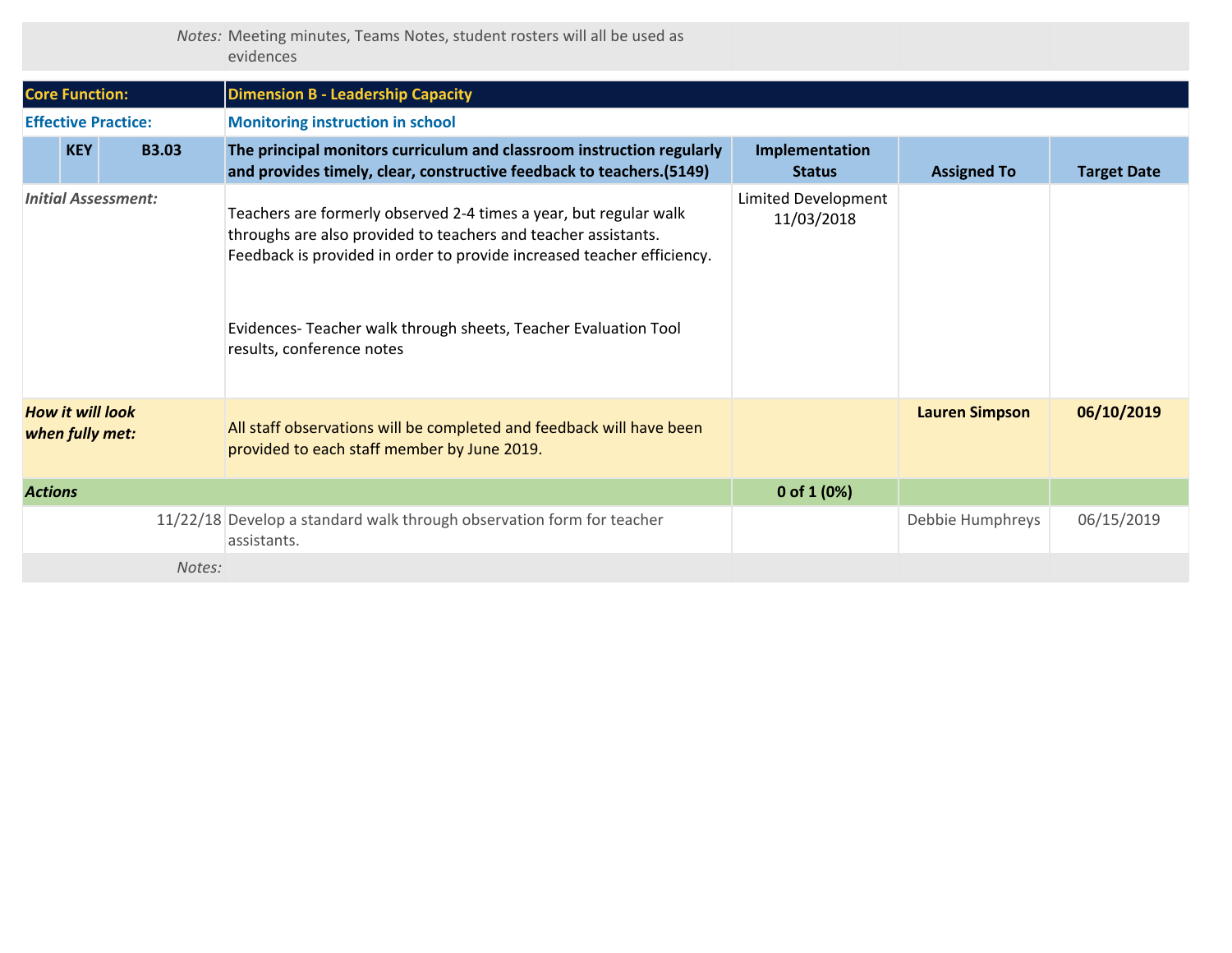| | | | | |
|---|---|---|---|---|
| *Notes:* | Meeting minutes, Teams Notes, student rosters will all be used as evidences | | | |

| **Core Function:** | **Dimension B - Leadership Capacity** | | | |
|---|---|---|---|---|
| **Effective Practice:** | **Monitoring instruction in school** | | | |
| **KEY B3.03** | **The principal monitors curriculum and classroom instruction regularly and provides timely, clear, constructive feedback to teachers.(5149)** | **Implementation Status** | **Assigned To** | **Target Date** |
| *Initial Assessment:* | Teachers are formerly observed 2-4 times a year, but regular walk throughs are also provided to teachers and teacher assistants. Feedback is provided in order to provide increased teacher efficiency.<br><br>Evidences- Teacher walk through sheets, Teacher Evaluation Tool results, conference notes | Limited Development 11/03/2018 | | |
| ***How it will look when fully met:*** | All staff observations will be completed and feedback will have been provided to each staff member by June 2019. | | **Lauren Simpson** | **06/10/2019** |
| ***Actions*** | | **0 of 1 (0%)** | | |
| 11/22/18 | Develop a standard walk through observation form for teacher assistants. | | Debbie Humphreys | 06/15/2019 |
| *Notes:* | | | | |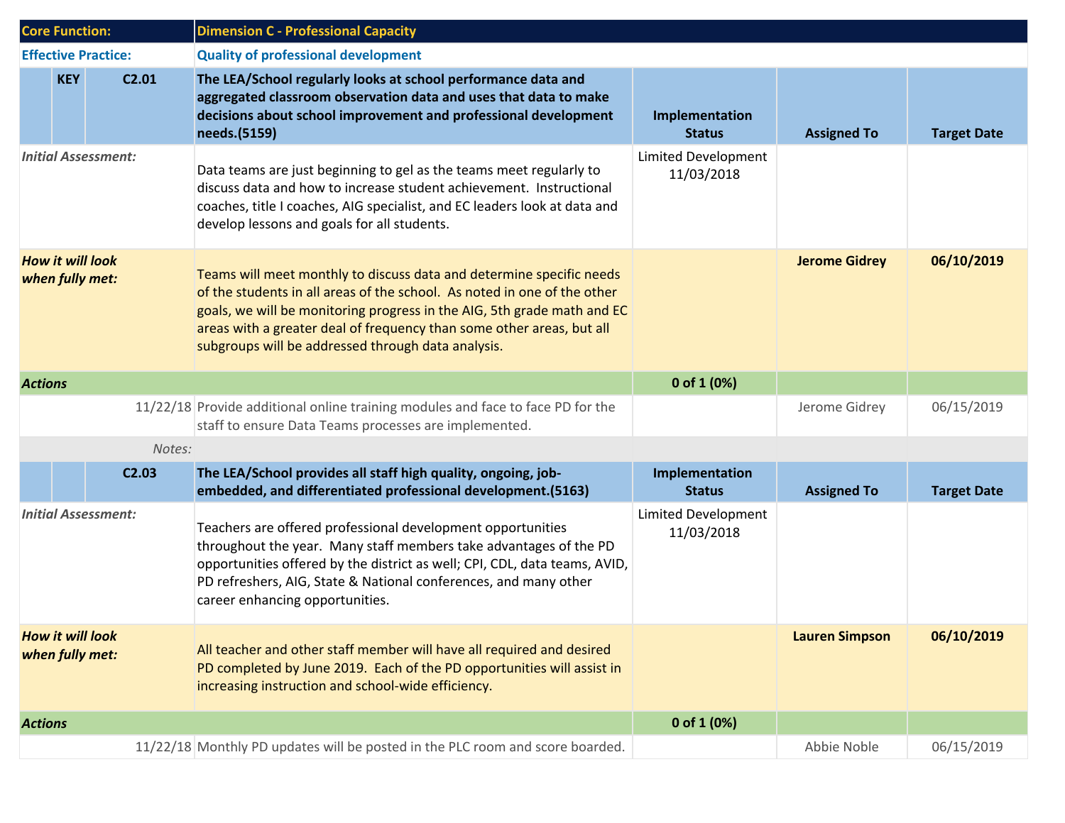| Core Function: | | | Dimension C - Professional Capacity | | | |
|---|---|---|---|---|---|---|
| **Effective Practice:** | | | **Quality of professional development** | | | |
| | **KEY** | **C2.01** | **The LEA/School regularly looks at school performance data and aggregated classroom observation data and uses that data to make decisions about school improvement and professional development needs.(5159)** | **Implementation Status** | **Assigned To** | **Target Date** |
| *Initial Assessment:* | | | Data teams are just beginning to gel as the teams meet regularly to discuss data and how to increase student achievement. Instructional coaches, title I coaches, AIG specialist, and EC leaders look at data and develop lessons and goals for all students. | Limited Development 11/03/2018 | | |
| ***How it will look when fully met:*** | | | Teams will meet monthly to discuss data and determine specific needs of the students in all areas of the school. As noted in one of the other goals, we will be monitoring progress in the AIG, 5th grade math and EC areas with a greater deal of frequency than some other areas, but all subgroups will be addressed through data analysis. | | **Jerome Gidrey** | **06/10/2019** |
| ***Actions*** | | | | **0 of 1 (0%)** | | |
| | | 11/22/18 | Provide additional online training modules and face to face PD for the staff to ensure Data Teams processes are implemented. | | Jerome Gidrey | 06/15/2019 |
| | | *Notes:* | | | | |
| | | **C2.03** | **The LEA/School provides all staff high quality, ongoing, job-embedded, and differentiated professional development.(5163)** | **Implementation Status** | **Assigned To** | **Target Date** |
| *Initial Assessment:* | | | Teachers are offered professional development opportunities throughout the year. Many staff members take advantages of the PD opportunities offered by the district as well; CPI, CDL, data teams, AVID, PD refreshers, AIG, State & National conferences, and many other career enhancing opportunities. | Limited Development 11/03/2018 | | |
| ***How it will look when fully met:*** | | | All teacher and other staff member will have all required and desired PD completed by June 2019. Each of the PD opportunities will assist in increasing instruction and school-wide efficiency. | | **Lauren Simpson** | **06/10/2019** |
| ***Actions*** | | | | **0 of 1 (0%)** | | |
| | | 11/22/18 | Monthly PD updates will be posted in the PLC room and score boarded. | | Abbie Noble | 06/15/2019 |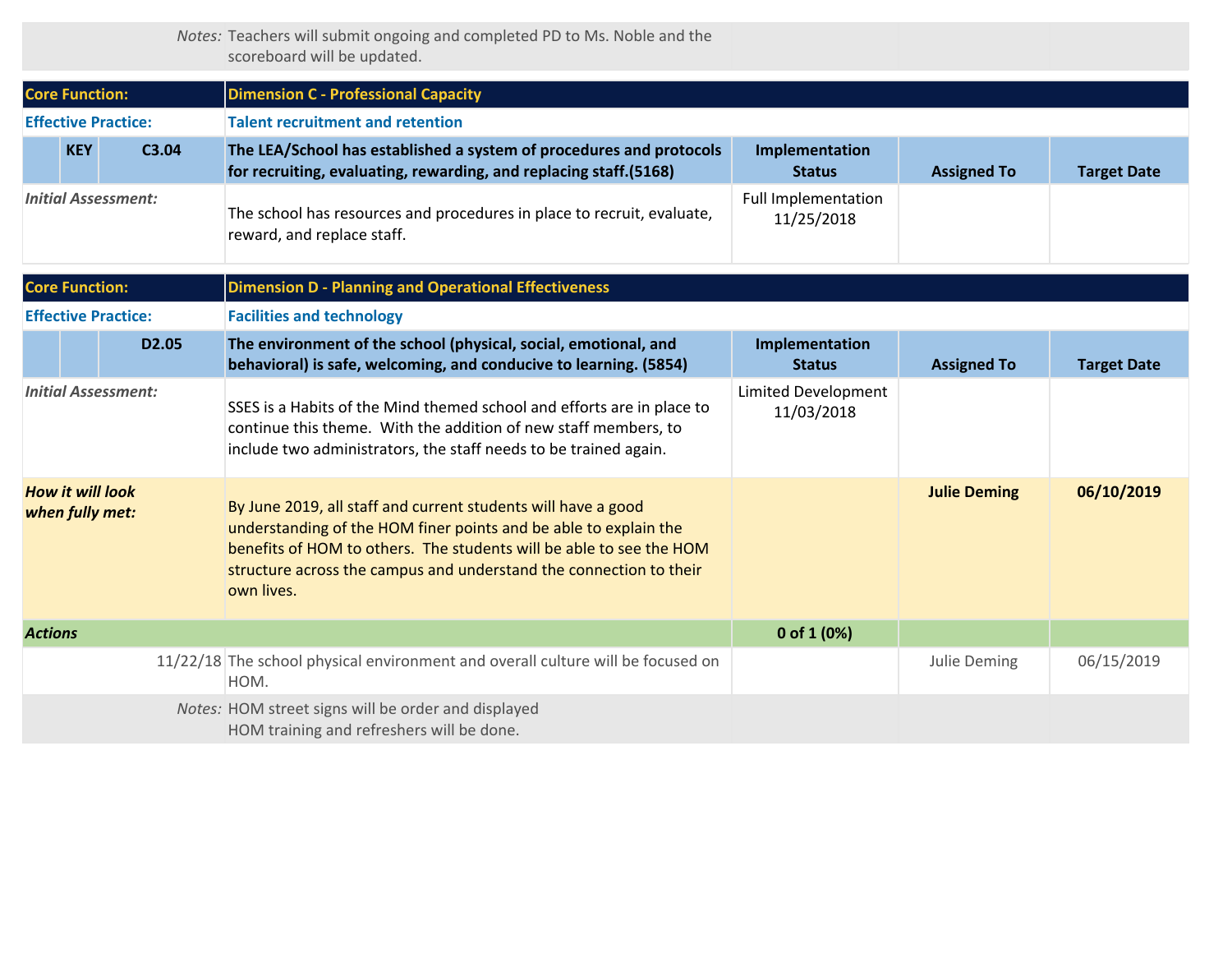| | | | | |
|---|---|---|---|---|
| *Notes:* | Teachers will submit ongoing and completed PD to Ms. Noble and the scoreboard will be updated. | | | |

| **Core Function:** | **Dimension C - Professional Capacity** | | | |
|---|---|---|---|---|
| **Effective Practice:** | **Talent recruitment and retention** | | | |
| **KEY C3.04** | **The LEA/School has established a system of procedures and protocols for recruiting, evaluating, rewarding, and replacing staff.(5168)** | **Implementation Status** | **Assigned To** | **Target Date** |
| *Initial Assessment:* | The school has resources and procedures in place to recruit, evaluate, reward, and replace staff. | Full Implementation 11/25/2018 | | |

| **Core Function:** | **Dimension D - Planning and Operational Effectiveness** | | | |
|---|---|---|---|---|
| **Effective Practice:** | **Facilities and technology** | | | |
| **D2.05** | **The environment of the school (physical, social, emotional, and behavioral) is safe, welcoming, and conducive to learning. (5854)** | **Implementation Status** | **Assigned To** | **Target Date** |
| *Initial Assessment:* | SSES is a Habits of the Mind themed school and efforts are in place to continue this theme. With the addition of new staff members, to include two administrators, the staff needs to be trained again. | Limited Development 11/03/2018 | | |
| ***How it will look when fully met:*** | By June 2019, all staff and current students will have a good understanding of the HOM finer points and be able to explain the benefits of HOM to others. The students will be able to see the HOM structure across the campus and understand the connection to their own lives. | | **Julie Deming** | **06/10/2019** |
| ***Actions*** | | **0 of 1 (0%)** | | |
| 11/22/18 | The school physical environment and overall culture will be focused on HOM. | | Julie Deming | 06/15/2019 |
| *Notes:* | HOM street signs will be order and displayed<br>HOM training and refreshers will be done. | | | |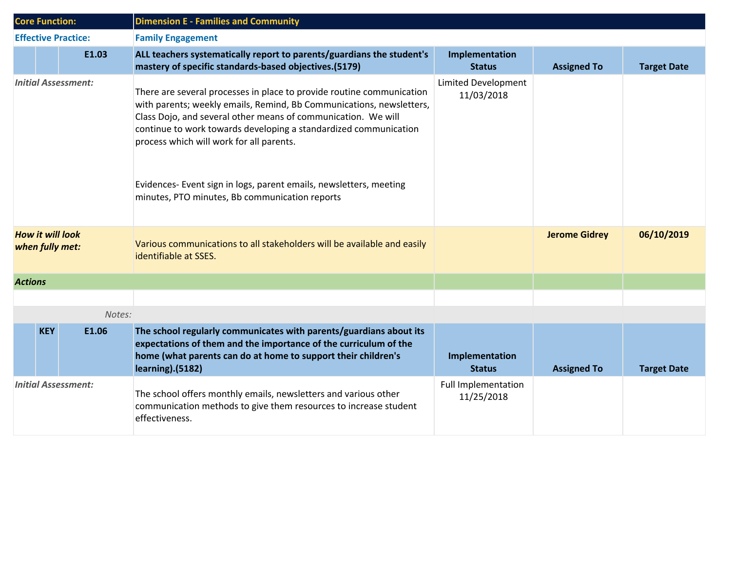| Core Function: | | | Dimension E - Families and Community | | | |
|---|---|---|---|---|---|---|
| **Effective Practice:** | | | **Family Engagement** | | | |
| | | **E1.03** | **ALL teachers systematically report to parents/guardians the student's mastery of specific standards-based objectives.(5179)** | **Implementation Status** | **Assigned To** | **Target Date** |
| *Initial Assessment:* | | | There are several processes in place to provide routine communication with parents; weekly emails, Remind, Bb Communications, newsletters, Class Dojo, and several other means of communication. We will continue to work towards developing a standardized communication process which will work for all parents.<br><br>Evidences- Event sign in logs, parent emails, newsletters, meeting minutes, PTO minutes, Bb communication reports | Limited Development 11/03/2018 | | |
| ***How it will look when fully met:*** | | | Various communications to all stakeholders will be available and easily identifiable at SSES. | | **Jerome Gidrey** | **06/10/2019** |
| ***Actions*** | | | | | | |
| | | | | | | |
| | | *Notes:* | | | | |
| | **KEY** | **E1.06** | **The school regularly communicates with parents/guardians about its expectations of them and the importance of the curriculum of the home (what parents can do at home to support their children's learning).(5182)** | **Implementation Status** | **Assigned To** | **Target Date** |
| *Initial Assessment:* | | | The school offers monthly emails, newsletters and various other communication methods to give them resources to increase student effectiveness. | Full Implementation 11/25/2018 | | |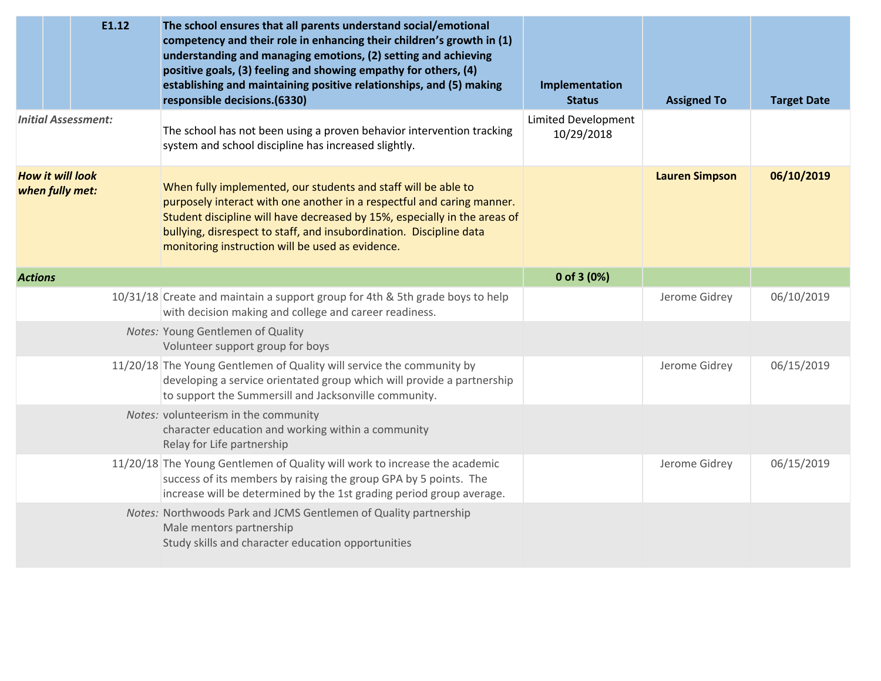| | | E1.12 | The school ensures that all parents understand social/emotional competency and their role in enhancing their children's growth in (1) understanding and managing emotions, (2) setting and achieving positive goals, (3) feeling and showing empathy for others, (4) establishing and maintaining positive relationships, and (5) making responsible decisions.(6330) | Implementation Status | Assigned To | Target Date |
|---|---|---|---|---|---|---|
| *Initial Assessment:* | | | The school has not been using a proven behavior intervention tracking system and school discipline has increased slightly. | Limited Development 10/29/2018 | | |
| ***How it will look when fully met:*** | | | When fully implemented, our students and staff will be able to purposely interact with one another in a respectful and caring manner. Student discipline will have decreased by 15%, especially in the areas of bullying, disrespect to staff, and insubordination. Discipline data monitoring instruction will be used as evidence. | | **Lauren Simpson** | **06/10/2019** |
| ***Actions*** | | | | **0 of 3 (0%)** | | |
| | | 10/31/18 | Create and maintain a support group for 4th & 5th grade boys to help with decision making and college and career readiness. | | Jerome Gidrey | 06/10/2019 |
| | | *Notes:* | Young Gentlemen of Quality<br>Volunteer support group for boys | | | |
| | | 11/20/18 | The Young Gentlemen of Quality will service the community by developing a service orientated group which will provide a partnership to support the Summersill and Jacksonville community. | | Jerome Gidrey | 06/15/2019 |
| | | *Notes:* | volunteerism in the community<br>character education and working within a community<br>Relay for Life partnership | | | |
| | | 11/20/18 | The Young Gentlemen of Quality will work to increase the academic success of its members by raising the group GPA by 5 points. The increase will be determined by the 1st grading period group average. | | Jerome Gidrey | 06/15/2019 |
| | | *Notes:* | Northwoods Park and JCMS Gentlemen of Quality partnership<br>Male mentors partnership<br>Study skills and character education opportunities | | | |